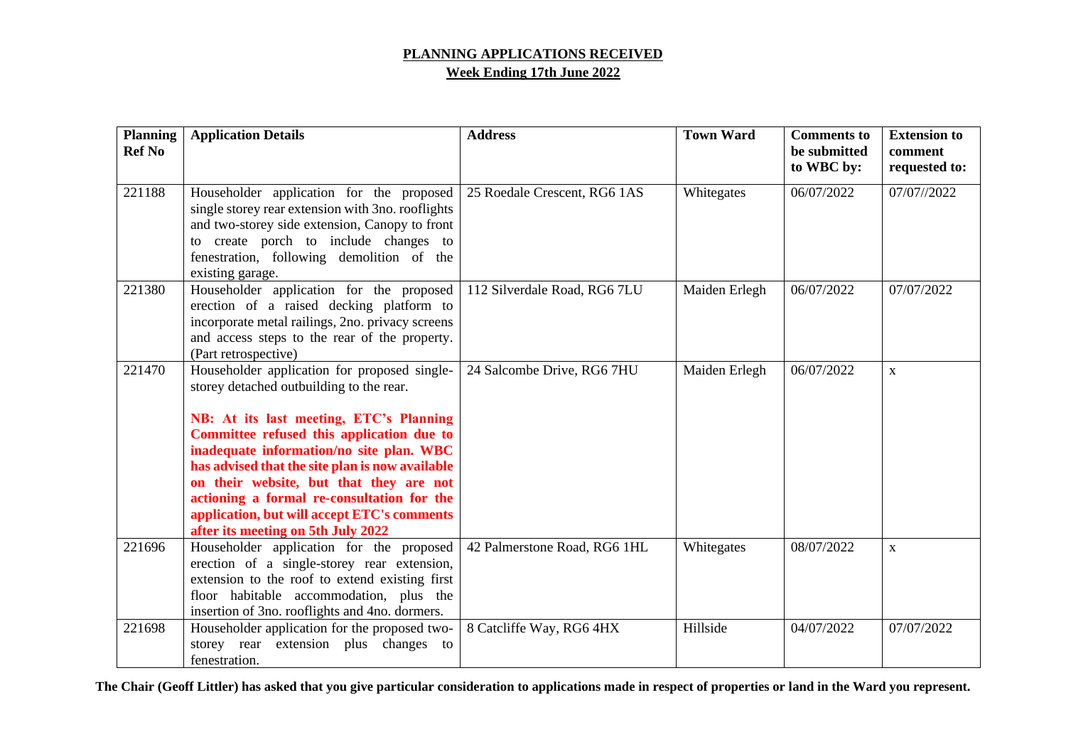# PLANNING APPLICATIONS RECEIVED

## Week Ending 17th June 2022

| Planning Ref No | Application Details | Address | Town Ward | Comments to be submitted to WBC by: | Extension to comment requested to: |
|---|---|---|---|---|---|
| 221188 | Householder application for the proposed single storey rear extension with 3no. rooflights and two-storey side extension, Canopy to front to create porch to include changes to fenestration, following demolition of the existing garage. | 25 Roedale Crescent, RG6 1AS | Whitegates | 06/07/2022 | 07/07//2022 |
| 221380 | Householder application for the proposed erection of a raised decking platform to incorporate metal railings, 2no. privacy screens and access steps to the rear of the property. (Part retrospective) | 112 Silverdale Road, RG6 7LU | Maiden Erlegh | 06/07/2022 | 07/07/2022 |
| 221470 | Householder application for proposed single-storey detached outbuilding to the rear.<br><br>**NB: At its last meeting, ETC's Planning Committee refused this application due to inadequate information/no site plan. WBC has advised that the site plan is now available on their website, but that they are not actioning a formal re-consultation for the application, but will accept ETC's comments after its meeting on 5th July 2022** | 24 Salcombe Drive, RG6 7HU | Maiden Erlegh | 06/07/2022 | x |
| 221696 | Householder application for the proposed erection of a single-storey rear extension, extension to the roof to extend existing first floor habitable accommodation, plus the insertion of 3no. rooflights and 4no. dormers. | 42 Palmerstone Road, RG6 1HL | Whitegates | 08/07/2022 | x |
| 221698 | Householder application for the proposed two-storey rear extension plus changes to fenestration. | 8 Catcliffe Way, RG6 4HX | Hillside | 04/07/2022 | 07/07/2022 |

**The Chair (Geoff Littler) has asked that you give particular consideration to applications made in respect of properties or land in the Ward you represent.**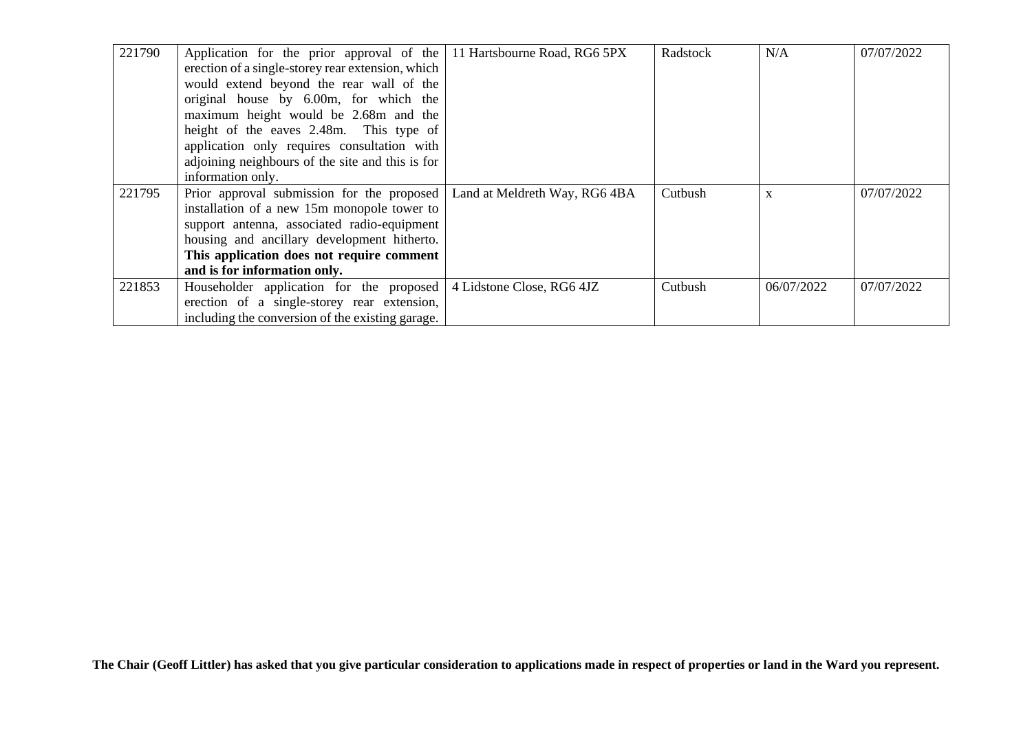| | | | | | |
|---|---|---|---|---|---|
| 221790 | Application for the prior approval of the erection of a single-storey rear extension, which would extend beyond the rear wall of the original house by 6.00m, for which the maximum height would be 2.68m and the height of the eaves 2.48m. This type of application only requires consultation with adjoining neighbours of the site and this is for information only. | 11 Hartsbourne Road, RG6 5PX | Radstock | N/A | 07/07/2022 |
| 221795 | Prior approval submission for the proposed installation of a new 15m monopole tower to support antenna, associated radio-equipment housing and ancillary development hitherto. **This application does not require comment and is for information only.** | Land at Meldreth Way, RG6 4BA | Cutbush | x | 07/07/2022 |
| 221853 | Householder application for the proposed erection of a single-storey rear extension, including the conversion of the existing garage. | 4 Lidstone Close, RG6 4JZ | Cutbush | 06/07/2022 | 07/07/2022 |

**The Chair (Geoff Littler) has asked that you give particular consideration to applications made in respect of properties or land in the Ward you represent.**